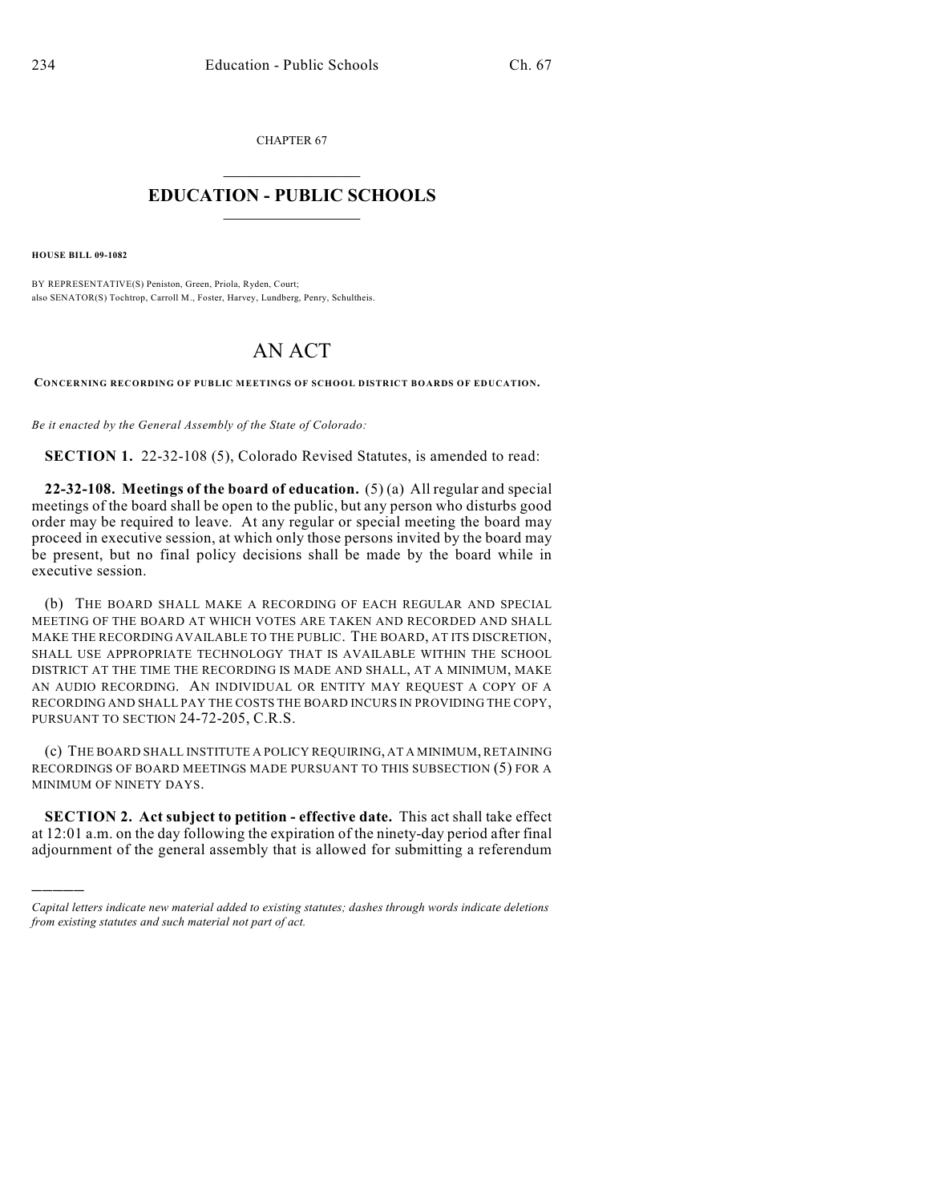CHAPTER 67

# EDUCATION - PUBLIC SCHOOLS

**HOUSE BILL 09-1082**

BY REPRESENTATIVE(S) Peniston, Green, Priola, Ryden, Court;
also SENATOR(S) Tochtrop, Carroll M., Foster, Harvey, Lundberg, Penry, Schultheis.

# AN ACT

**CONCERNING RECORDING OF PUBLIC MEETINGS OF SCHOOL DISTRICT BOARDS OF EDUCATION.**

*Be it enacted by the General Assembly of the State of Colorado:*

**SECTION 1.** 22-32-108 (5), Colorado Revised Statutes, is amended to read:

**22-32-108. Meetings of the board of education.** (5) (a) All regular and special meetings of the board shall be open to the public, but any person who disturbs good order may be required to leave. At any regular or special meeting the board may proceed in executive session, at which only those persons invited by the board may be present, but no final policy decisions shall be made by the board while in executive session.

(b) THE BOARD SHALL MAKE A RECORDING OF EACH REGULAR AND SPECIAL MEETING OF THE BOARD AT WHICH VOTES ARE TAKEN AND RECORDED AND SHALL MAKE THE RECORDING AVAILABLE TO THE PUBLIC. THE BOARD, AT ITS DISCRETION, SHALL USE APPROPRIATE TECHNOLOGY THAT IS AVAILABLE WITHIN THE SCHOOL DISTRICT AT THE TIME THE RECORDING IS MADE AND SHALL, AT A MINIMUM, MAKE AN AUDIO RECORDING. AN INDIVIDUAL OR ENTITY MAY REQUEST A COPY OF A RECORDING AND SHALL PAY THE COSTS THE BOARD INCURS IN PROVIDING THE COPY, PURSUANT TO SECTION 24-72-205, C.R.S.

(c) THE BOARD SHALL INSTITUTE A POLICY REQUIRING, AT A MINIMUM, RETAINING RECORDINGS OF BOARD MEETINGS MADE PURSUANT TO THIS SUBSECTION (5) FOR A MINIMUM OF NINETY DAYS.

**SECTION 2. Act subject to petition - effective date.** This act shall take effect at 12:01 a.m. on the day following the expiration of the ninety-day period after final adjournment of the general assembly that is allowed for submitting a referendum

*Capital letters indicate new material added to existing statutes; dashes through words indicate deletions from existing statutes and such material not part of act.*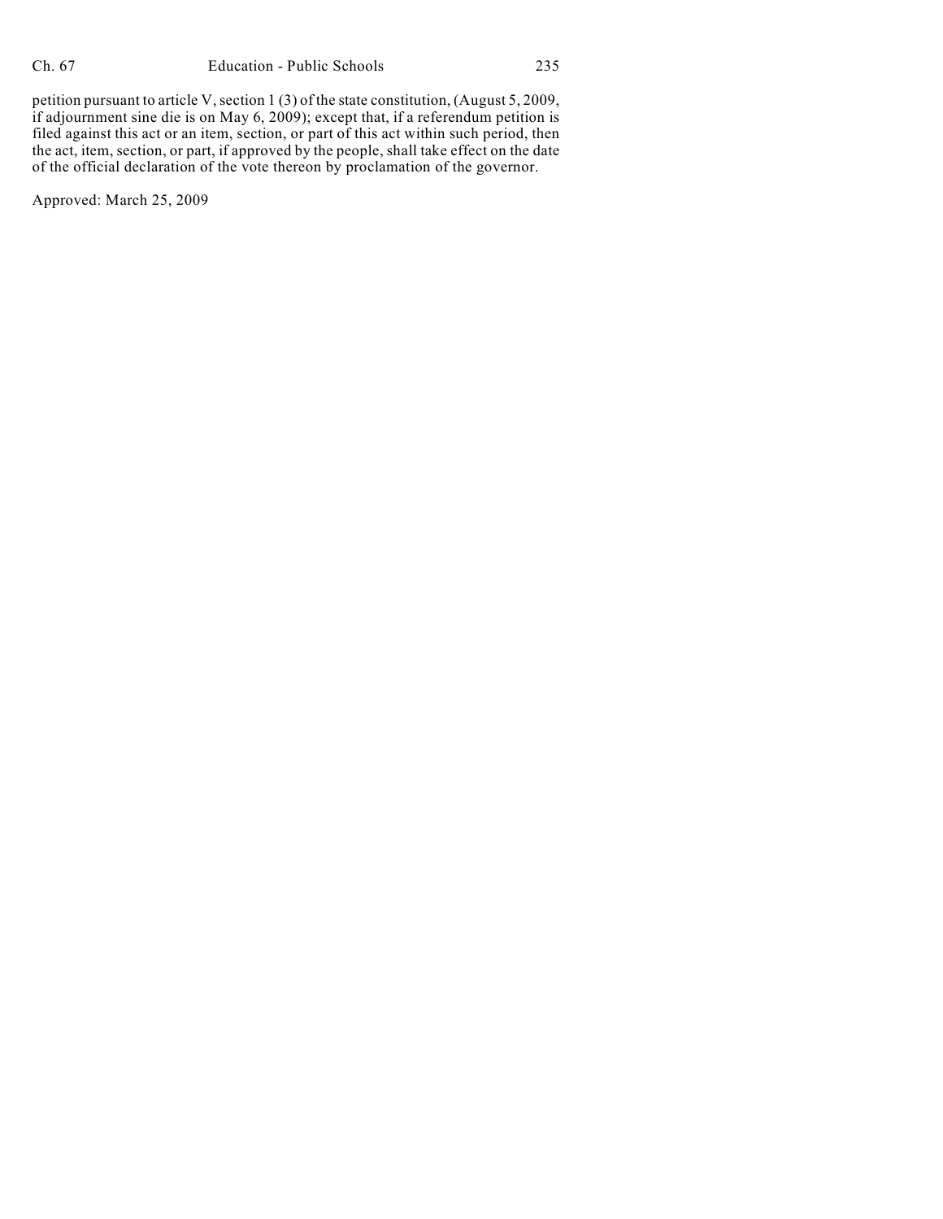petition pursuant to article V, section 1 (3) of the state constitution, (August 5, 2009, if adjournment sine die is on May 6, 2009); except that, if a referendum petition is filed against this act or an item, section, or part of this act within such period, then the act, item, section, or part, if approved by the people, shall take effect on the date of the official declaration of the vote thereon by proclamation of the governor.

Approved: March 25, 2009